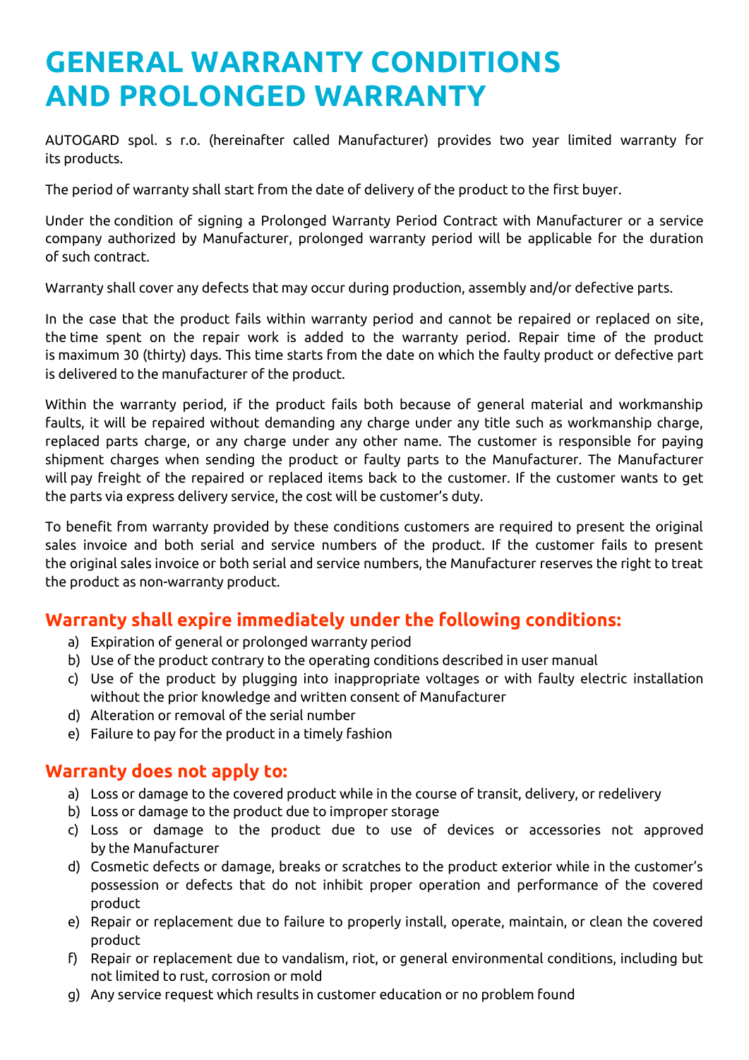# GENERAL WARRANTY CONDITIONS AND PROLONGED WARRANTY

AUTOGARD spol. s r.o. (hereinafter called Manufacturer) provides two year limited warranty for its products.

The period of warranty shall start from the date of delivery of the product to the first buyer.

Under the condition of signing a Prolonged Warranty Period Contract with Manufacturer or a service company authorized by Manufacturer, prolonged warranty period will be applicable for the duration of such contract.

Warranty shall cover any defects that may occur during production, assembly and/or defective parts.

In the case that the product fails within warranty period and cannot be repaired or replaced on site, the time spent on the repair work is added to the warranty period. Repair time of the product is maximum 30 (thirty) days. This time starts from the date on which the faulty product or defective part is delivered to the manufacturer of the product.

Within the warranty period, if the product fails both because of general material and workmanship faults, it will be repaired without demanding any charge under any title such as workmanship charge, replaced parts charge, or any charge under any other name. The customer is responsible for paying shipment charges when sending the product or faulty parts to the Manufacturer. The Manufacturer will pay freight of the repaired or replaced items back to the customer. If the customer wants to get the parts via express delivery service, the cost will be customer's duty.

To benefit from warranty provided by these conditions customers are required to present the original sales invoice and both serial and service numbers of the product. If the customer fails to present the original sales invoice or both serial and service numbers, the Manufacturer reserves the right to treat the product as non-warranty product.

## Warranty shall expire immediately under the following conditions:

a) Expiration of general or prolonged warranty period
b) Use of the product contrary to the operating conditions described in user manual
c) Use of the product by plugging into inappropriate voltages or with faulty electric installation without the prior knowledge and written consent of Manufacturer
d) Alteration or removal of the serial number
e) Failure to pay for the product in a timely fashion

## Warranty does not apply to:

a) Loss or damage to the covered product while in the course of transit, delivery, or redelivery
b) Loss or damage to the product due to improper storage
c) Loss or damage to the product due to use of devices or accessories not approved by the Manufacturer
d) Cosmetic defects or damage, breaks or scratches to the product exterior while in the customer's possession or defects that do not inhibit proper operation and performance of the covered product
e) Repair or replacement due to failure to properly install, operate, maintain, or clean the covered product
f) Repair or replacement due to vandalism, riot, or general environmental conditions, including but not limited to rust, corrosion or mold
g) Any service request which results in customer education or no problem found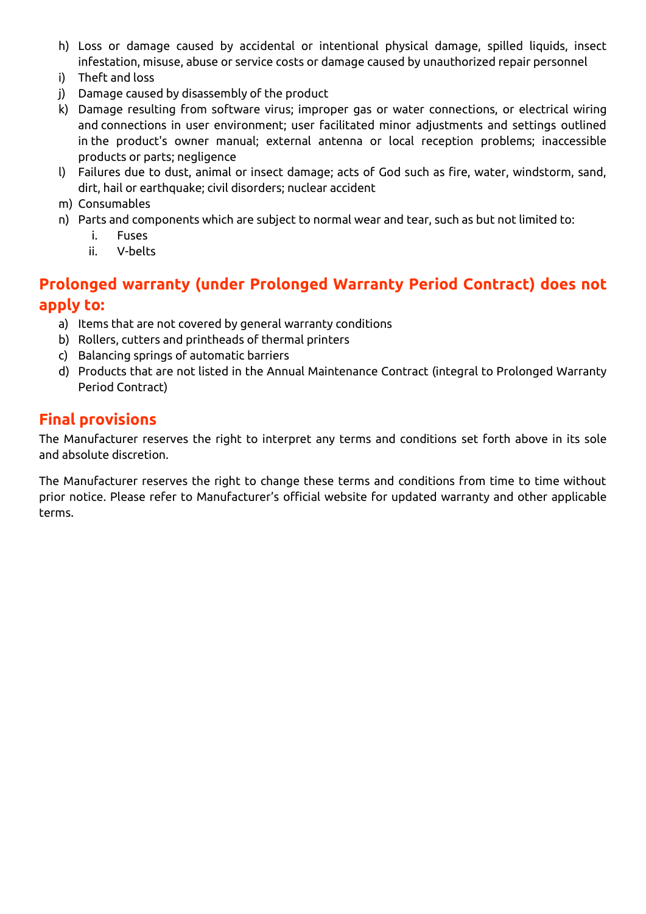h) Loss or damage caused by accidental or intentional physical damage, spilled liquids, insect infestation, misuse, abuse or service costs or damage caused by unauthorized repair personnel
i) Theft and loss
j) Damage caused by disassembly of the product
k) Damage resulting from software virus; improper gas or water connections, or electrical wiring and connections in user environment; user facilitated minor adjustments and settings outlined in the product's owner manual; external antenna or local reception problems; inaccessible products or parts; negligence
l) Failures due to dust, animal or insect damage; acts of God such as fire, water, windstorm, sand, dirt, hail or earthquake; civil disorders; nuclear accident
m) Consumables
n) Parts and components which are subject to normal wear and tear, such as but not limited to:
    i. Fuses
    ii. V-belts

## Prolonged warranty (under Prolonged Warranty Period Contract) does not apply to:

a) Items that are not covered by general warranty conditions
b) Rollers, cutters and printheads of thermal printers
c) Balancing springs of automatic barriers
d) Products that are not listed in the Annual Maintenance Contract (integral to Prolonged Warranty Period Contract)

## Final provisions

The Manufacturer reserves the right to interpret any terms and conditions set forth above in its sole and absolute discretion.

The Manufacturer reserves the right to change these terms and conditions from time to time without prior notice. Please refer to Manufacturer's official website for updated warranty and other applicable terms.